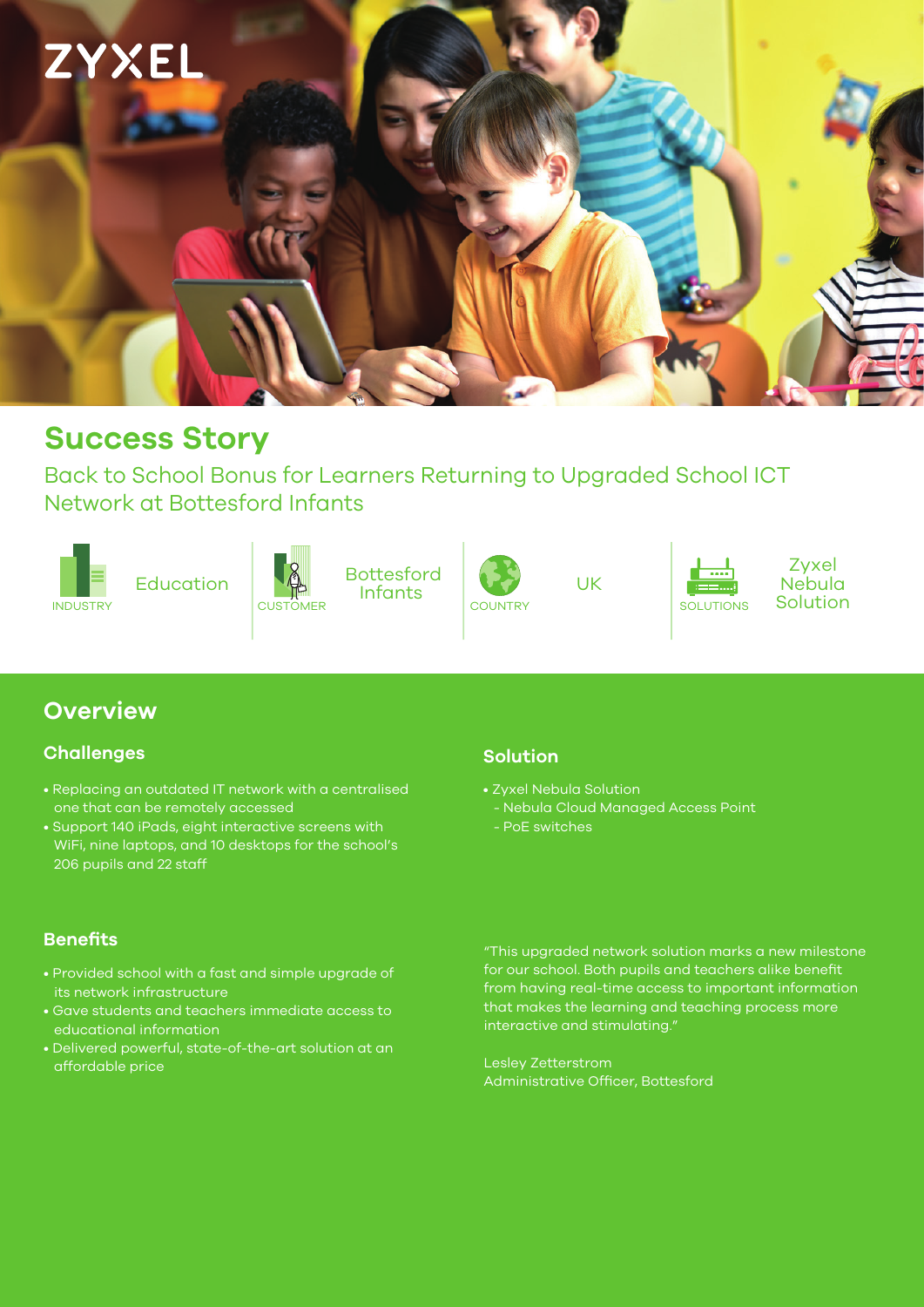ZYXEL

# Success Story

## Back to School Bonus for Learners Returning to Upgraded School ICT Network at Bottesford Infants

| INDUSTRY | CUSTOMER | COUNTRY | SOLUTIONS |
|---|---|---|---|
| Education | Bottesford Infants | UK | Zyxel Nebula Solution |

## Overview

### Challenges

- Replacing an outdated IT network with a centralised one that can be remotely accessed
- Support 140 iPads, eight interactive screens with WiFi, nine laptops, and 10 desktops for the school's 206 pupils and 22 staff

### Solution

- Zyxel Nebula Solution
  - Nebula Cloud Managed Access Point
  - PoE switches

### Benefits

- Provided school with a fast and simple upgrade of its network infrastructure
- Gave students and teachers immediate access to educational information
- Delivered powerful, state-of-the-art solution at an affordable price

"This upgraded network solution marks a new milestone for our school. Both pupils and teachers alike benefit from having real-time access to important information that makes the learning and teaching process more interactive and stimulating."

Lesley Zetterstrom
Administrative Officer, Bottesford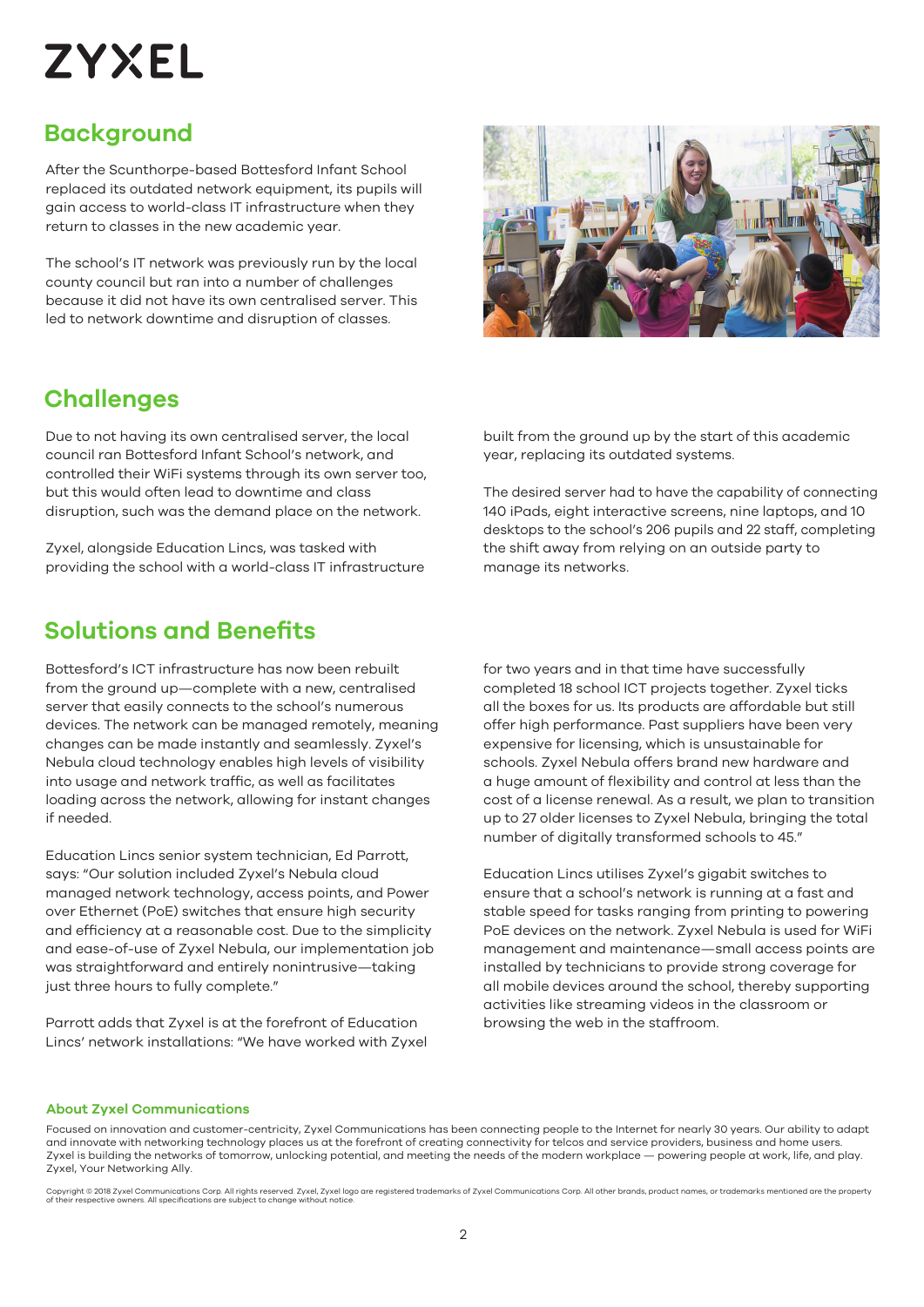# ZYXEL

## Background

After the Scunthorpe-based Bottesford Infant School replaced its outdated network equipment, its pupils will gain access to world-class IT infrastructure when they return to classes in the new academic year.

The school's IT network was previously run by the local county council but ran into a number of challenges because it did not have its own centralised server. This led to network downtime and disruption of classes.

## Challenges

Due to not having its own centralised server, the local council ran Bottesford Infant School's network, and controlled their WiFi systems through its own server too, but this would often lead to downtime and class disruption, such was the demand place on the network.

Zyxel, alongside Education Lincs, was tasked with providing the school with a world-class IT infrastructure built from the ground up by the start of this academic year, replacing its outdated systems.

The desired server had to have the capability of connecting 140 iPads, eight interactive screens, nine laptops, and 10 desktops to the school's 206 pupils and 22 staff, completing the shift away from relying on an outside party to manage its networks.

## Solutions and Benefits

Bottesford's ICT infrastructure has now been rebuilt from the ground up—complete with a new, centralised server that easily connects to the school's numerous devices. The network can be managed remotely, meaning changes can be made instantly and seamlessly. Zyxel's Nebula cloud technology enables high levels of visibility into usage and network traffic, as well as facilitates loading across the network, allowing for instant changes if needed.

Education Lincs senior system technician, Ed Parrott, says: "Our solution included Zyxel's Nebula cloud managed network technology, access points, and Power over Ethernet (PoE) switches that ensure high security and efficiency at a reasonable cost. Due to the simplicity and ease-of-use of Zyxel Nebula, our implementation job was straightforward and entirely nonintrusive—taking just three hours to fully complete."

Parrott adds that Zyxel is at the forefront of Education Lincs' network installations: "We have worked with Zyxel for two years and in that time have successfully completed 18 school ICT projects together. Zyxel ticks all the boxes for us. Its products are affordable but still offer high performance. Past suppliers have been very expensive for licensing, which is unsustainable for schools. Zyxel Nebula offers brand new hardware and a huge amount of flexibility and control at less than the cost of a license renewal. As a result, we plan to transition up to 27 older licenses to Zyxel Nebula, bringing the total number of digitally transformed schools to 45."

Education Lincs utilises Zyxel's gigabit switches to ensure that a school's network is running at a fast and stable speed for tasks ranging from printing to powering PoE devices on the network. Zyxel Nebula is used for WiFi management and maintenance—small access points are installed by technicians to provide strong coverage for all mobile devices around the school, thereby supporting activities like streaming videos in the classroom or browsing the web in the staffroom.

#### About Zyxel Communications

Focused on innovation and customer-centricity, Zyxel Communications has been connecting people to the Internet for nearly 30 years. Our ability to adapt and innovate with networking technology places us at the forefront of creating connectivity for telcos and service providers, business and home users. Zyxel is building the networks of tomorrow, unlocking potential, and meeting the needs of the modern workplace — powering people at work, life, and play. Zyxel, Your Networking Ally.

Copyright © 2018 Zyxel Communications Corp. All rights reserved. Zyxel, Zyxel logo are registered trademarks of Zyxel Communications Corp. All other brands, product names, or trademarks mentioned are the property of their respective owners. All specifications are subject to change without notice.